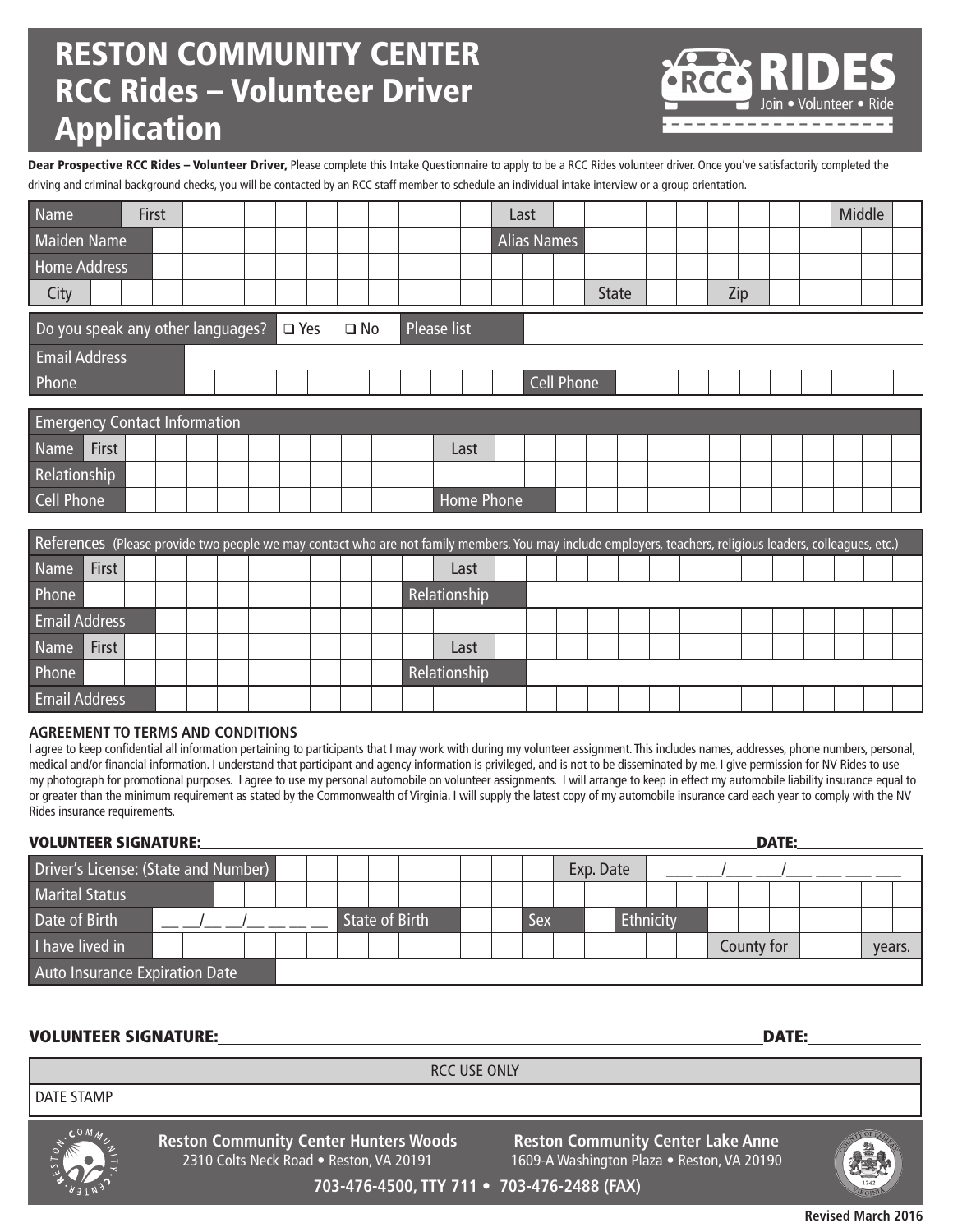# RESTON COMMUNITY CENTER
# RCC Rides – Volunteer Driver Application

RCC RIDES Join • Volunteer • Ride

**Dear Prospective RCC Rides – Volunteer Driver,** Please complete this Intake Questionnaire to apply to be a RCC Rides volunteer driver. Once you've satisfactorily completed the driving and criminal background checks, you will be contacted by an RCC staff member to schedule an individual intake interview or a group orientation.

| | | | | | |
|---|---|---|---|---|---|
| Name | First | | Last | | Middle |
| Maiden Name | | | Alias Names | | |
| Home Address | | | | | |
| City | | | State | | Zip |

| | | | | |
|---|---|---|---|---|
| Do you speak any other languages? | ❑ Yes | ❑ No | Please list | |
| Email Address | | | | |
| Phone | | | Cell Phone | |

| Emergency Contact Information | | | |
|---|---|---|---|
| Name First | | Last | |
| Relationship | | | |
| Cell Phone | | Home Phone | |

| References (Please provide two people we may contact who are not family members. You may include employers, teachers, religious leaders, colleagues, etc.) | | | |
|---|---|---|---|
| Name First | | Last | |
| Phone | | Relationship | |
| Email Address | | | |
| Name First | | Last | |
| Phone | | Relationship | |
| Email Address | | | |

**AGREEMENT TO TERMS AND CONDITIONS**

I agree to keep confidential all information pertaining to participants that I may work with during my volunteer assignment. This includes names, addresses, phone numbers, personal, medical and/or financial information. I understand that participant and agency information is privileged, and is not to be disseminated by me. I give permission for NV Rides to use my photograph for promotional purposes. I agree to use my personal automobile on volunteer assignments. I will arrange to keep in effect my automobile liability insurance equal to or greater than the minimum requirement as stated by the Commonwealth of Virginia. I will supply the latest copy of my automobile insurance card each year to comply with the NV Rides insurance requirements.

**VOLUNTEER SIGNATURE:** ______________________________ **DATE:** __________

| | | | | | |
|---|---|---|---|---|---|
| Driver's License: (State and Number) | | Exp. Date | ___ ___/___ ___/___ ___ ___ ___ | | |
| Marital Status | | | | | |
| Date of Birth | __ __/__ __/__ __ __ __ | State of Birth | | Sex | | Ethnicity | |
| I have lived in | | County for | | years. | |
| Auto Insurance Expiration Date | | | | | |

**VOLUNTEER SIGNATURE:** ______________________________ **DATE:** __________

| RCC USE ONLY |
|---|
| DATE STAMP |

**Reston Community Center Hunters Woods**
2310 Colts Neck Road • Reston, VA 20191

**Reston Community Center Lake Anne**
1609-A Washington Plaza • Reston, VA 20190

**703-476-4500, TTY 711 • 703-476-2488 (FAX)**

Revised March 2016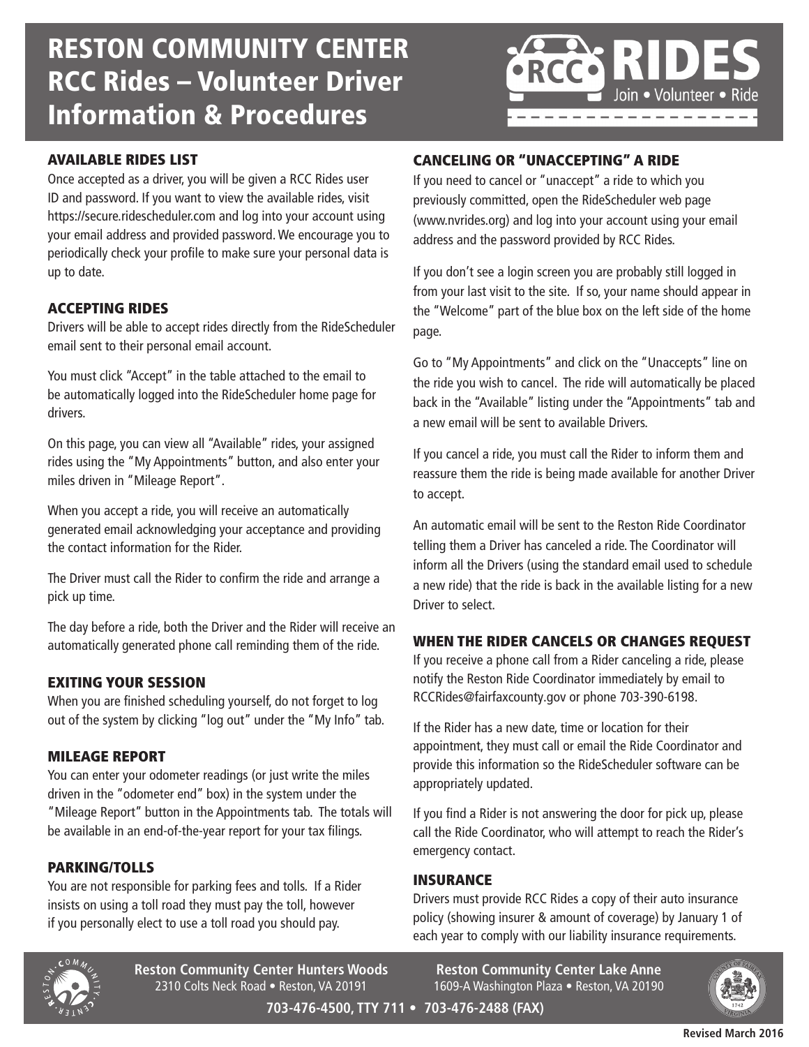# RESTON COMMUNITY CENTER
# RCC Rides – Volunteer Driver Information & Procedures

RCC RIDES
Join • Volunteer • Ride

## AVAILABLE RIDES LIST

Once accepted as a driver, you will be given a RCC Rides user ID and password. If you want to view the available rides, visit https://secure.ridescheduler.com and log into your account using your email address and provided password. We encourage you to periodically check your profile to make sure your personal data is up to date.

## ACCEPTING RIDES

Drivers will be able to accept rides directly from the RideScheduler email sent to their personal email account.

You must click "Accept" in the table attached to the email to be automatically logged into the RideScheduler home page for drivers.

On this page, you can view all "Available" rides, your assigned rides using the "My Appointments" button, and also enter your miles driven in "Mileage Report".

When you accept a ride, you will receive an automatically generated email acknowledging your acceptance and providing the contact information for the Rider.

The Driver must call the Rider to confirm the ride and arrange a pick up time.

The day before a ride, both the Driver and the Rider will receive an automatically generated phone call reminding them of the ride.

## EXITING YOUR SESSION

When you are finished scheduling yourself, do not forget to log out of the system by clicking "log out" under the "My Info" tab.

## MILEAGE REPORT

You can enter your odometer readings (or just write the miles driven in the "odometer end" box) in the system under the "Mileage Report" button in the Appointments tab. The totals will be available in an end-of-the-year report for your tax filings.

## PARKING/TOLLS

You are not responsible for parking fees and tolls. If a Rider insists on using a toll road they must pay the toll, however if you personally elect to use a toll road you should pay.

## CANCELING OR "UNACCEPTING" A RIDE

If you need to cancel or "unaccept" a ride to which you previously committed, open the RideScheduler web page (www.nvrides.org) and log into your account using your email address and the password provided by RCC Rides.

If you don't see a login screen you are probably still logged in from your last visit to the site. If so, your name should appear in the "Welcome" part of the blue box on the left side of the home page.

Go to "My Appointments" and click on the "Unaccepts" line on the ride you wish to cancel. The ride will automatically be placed back in the "Available" listing under the "Appointments" tab and a new email will be sent to available Drivers.

If you cancel a ride, you must call the Rider to inform them and reassure them the ride is being made available for another Driver to accept.

An automatic email will be sent to the Reston Ride Coordinator telling them a Driver has canceled a ride. The Coordinator will inform all the Drivers (using the standard email used to schedule a new ride) that the ride is back in the available listing for a new Driver to select.

## WHEN THE RIDER CANCELS OR CHANGES REQUEST

If you receive a phone call from a Rider canceling a ride, please notify the Reston Ride Coordinator immediately by email to RCCRides@fairfaxcounty.gov or phone 703-390-6198.

If the Rider has a new date, time or location for their appointment, they must call or email the Ride Coordinator and provide this information so the RideScheduler software can be appropriately updated.

If you find a Rider is not answering the door for pick up, please call the Ride Coordinator, who will attempt to reach the Rider's emergency contact.

## INSURANCE

Drivers must provide RCC Rides a copy of their auto insurance policy (showing insurer & amount of coverage) by January 1 of each year to comply with our liability insurance requirements.

**Reston Community Center Hunters Woods**
2310 Colts Neck Road • Reston, VA 20191

**Reston Community Center Lake Anne**
1609-A Washington Plaza • Reston, VA 20190

**703-476-4500, TTY 711 • 703-476-2488 (FAX)**

Revised March 2016